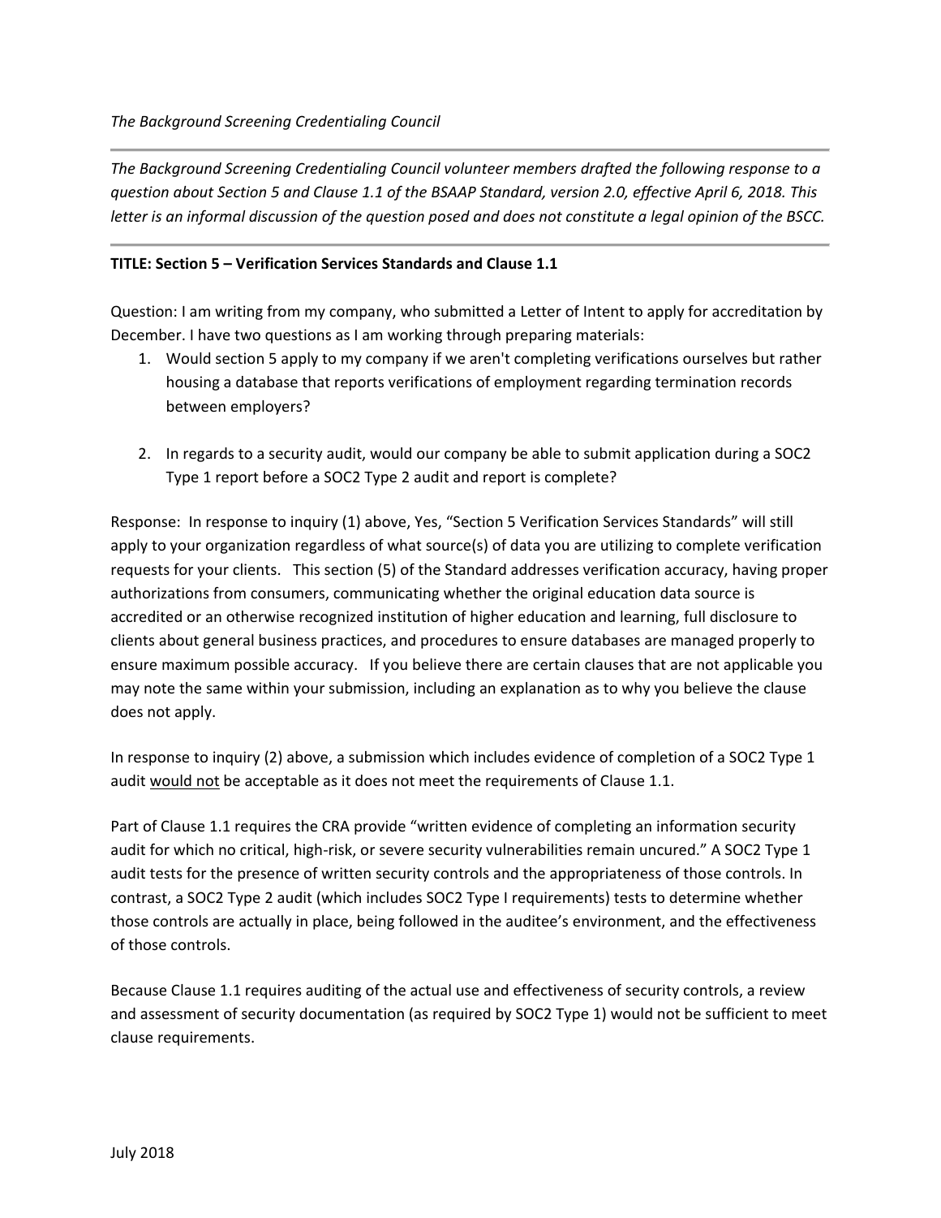*The Background Screening Credentialing Council*

---

*The Background Screening Credentialing Council volunteer members drafted the following response to a question about Section 5 and Clause 1.1 of the BSAAP Standard, version 2.0, effective April 6, 2018. This letter is an informal discussion of the question posed and does not constitute a legal opinion of the BSCC.*

---

**TITLE: Section 5 – Verification Services Standards and Clause 1.1**

Question: I am writing from my company, who submitted a Letter of Intent to apply for accreditation by December. I have two questions as I am working through preparing materials:

1. Would section 5 apply to my company if we aren't completing verifications ourselves but rather housing a database that reports verifications of employment regarding termination records between employers?

2. In regards to a security audit, would our company be able to submit application during a SOC2 Type 1 report before a SOC2 Type 2 audit and report is complete?

Response: In response to inquiry (1) above, Yes, "Section 5 Verification Services Standards" will still apply to your organization regardless of what source(s) of data you are utilizing to complete verification requests for your clients. This section (5) of the Standard addresses verification accuracy, having proper authorizations from consumers, communicating whether the original education data source is accredited or an otherwise recognized institution of higher education and learning, full disclosure to clients about general business practices, and procedures to ensure databases are managed properly to ensure maximum possible accuracy. If you believe there are certain clauses that are not applicable you may note the same within your submission, including an explanation as to why you believe the clause does not apply.

In response to inquiry (2) above, a submission which includes evidence of completion of a SOC2 Type 1 audit <u>would not</u> be acceptable as it does not meet the requirements of Clause 1.1.

Part of Clause 1.1 requires the CRA provide "written evidence of completing an information security audit for which no critical, high-risk, or severe security vulnerabilities remain uncured." A SOC2 Type 1 audit tests for the presence of written security controls and the appropriateness of those controls. In contrast, a SOC2 Type 2 audit (which includes SOC2 Type I requirements) tests to determine whether those controls are actually in place, being followed in the auditee's environment, and the effectiveness of those controls.

Because Clause 1.1 requires auditing of the actual use and effectiveness of security controls, a review and assessment of security documentation (as required by SOC2 Type 1) would not be sufficient to meet clause requirements.

July 2018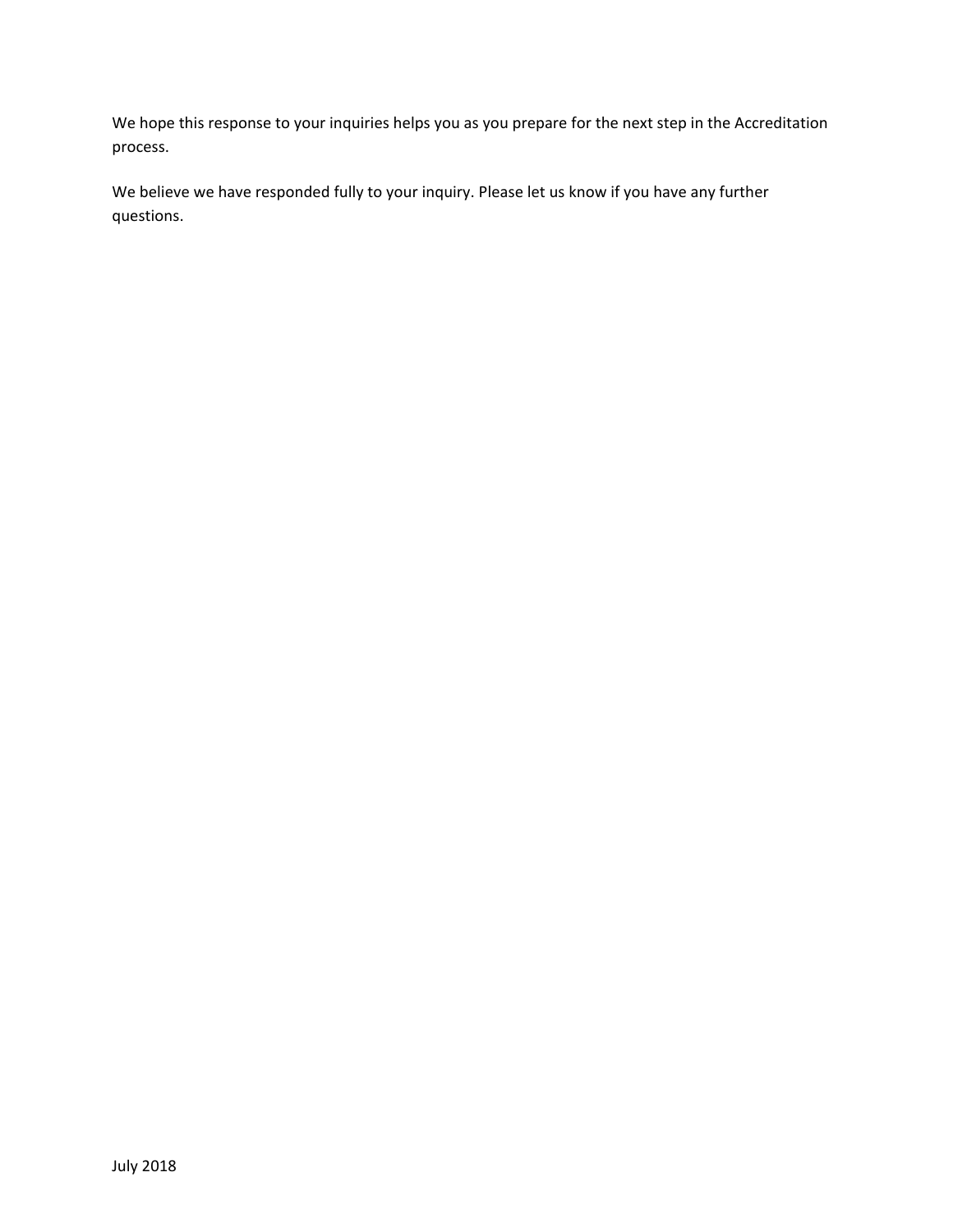We hope this response to your inquiries helps you as you prepare for the next step in the Accreditation process.

We believe we have responded fully to your inquiry. Please let us know if you have any further questions.

July 2018